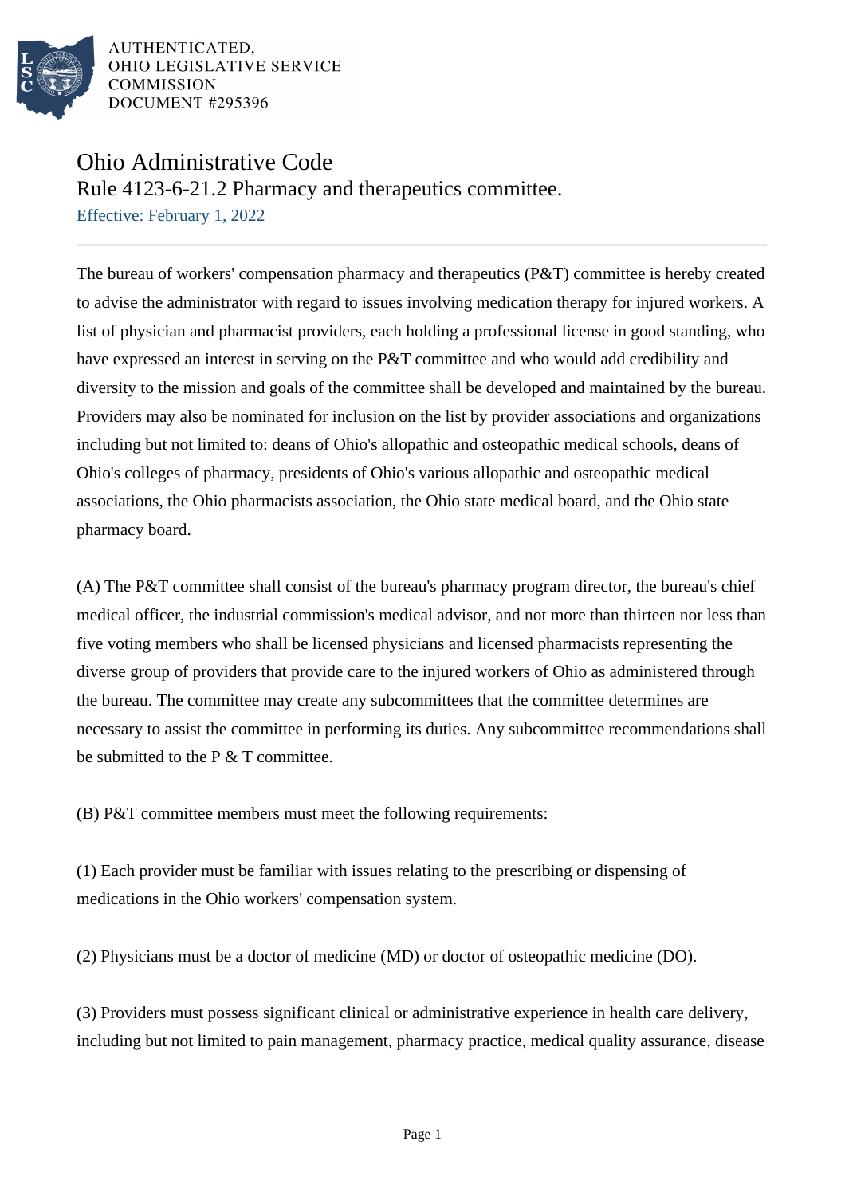AUTHENTICATED,
OHIO LEGISLATIVE SERVICE
COMMISSION
DOCUMENT #295396

# Ohio Administrative Code

## Rule 4123-6-21.2 Pharmacy and therapeutics committee.

Effective: February 1, 2022

The bureau of workers' compensation pharmacy and therapeutics (P&T) committee is hereby created to advise the administrator with regard to issues involving medication therapy for injured workers. A list of physician and pharmacist providers, each holding a professional license in good standing, who have expressed an interest in serving on the P&T committee and who would add credibility and diversity to the mission and goals of the committee shall be developed and maintained by the bureau. Providers may also be nominated for inclusion on the list by provider associations and organizations including but not limited to: deans of Ohio's allopathic and osteopathic medical schools, deans of Ohio's colleges of pharmacy, presidents of Ohio's various allopathic and osteopathic medical associations, the Ohio pharmacists association, the Ohio state medical board, and the Ohio state pharmacy board.

(A) The P&T committee shall consist of the bureau's pharmacy program director, the bureau's chief medical officer, the industrial commission's medical advisor, and not more than thirteen nor less than five voting members who shall be licensed physicians and licensed pharmacists representing the diverse group of providers that provide care to the injured workers of Ohio as administered through the bureau. The committee may create any subcommittees that the committee determines are necessary to assist the committee in performing its duties. Any subcommittee recommendations shall be submitted to the P & T committee.

(B) P&T committee members must meet the following requirements:

(1) Each provider must be familiar with issues relating to the prescribing or dispensing of medications in the Ohio workers' compensation system.

(2) Physicians must be a doctor of medicine (MD) or doctor of osteopathic medicine (DO).

(3) Providers must possess significant clinical or administrative experience in health care delivery, including but not limited to pain management, pharmacy practice, medical quality assurance, disease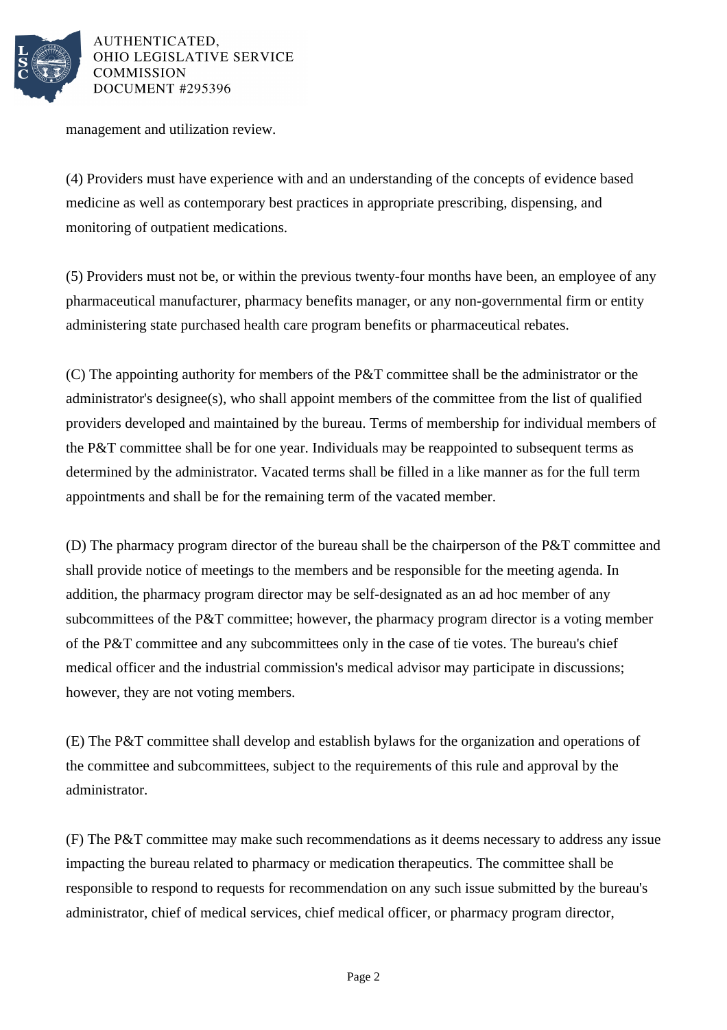management and utilization review.

(4) Providers must have experience with and an understanding of the concepts of evidence based medicine as well as contemporary best practices in appropriate prescribing, dispensing, and monitoring of outpatient medications.

(5) Providers must not be, or within the previous twenty-four months have been, an employee of any pharmaceutical manufacturer, pharmacy benefits manager, or any non-governmental firm or entity administering state purchased health care program benefits or pharmaceutical rebates.

(C) The appointing authority for members of the P&T committee shall be the administrator or the administrator's designee(s), who shall appoint members of the committee from the list of qualified providers developed and maintained by the bureau. Terms of membership for individual members of the P&T committee shall be for one year. Individuals may be reappointed to subsequent terms as determined by the administrator. Vacated terms shall be filled in a like manner as for the full term appointments and shall be for the remaining term of the vacated member.

(D) The pharmacy program director of the bureau shall be the chairperson of the P&T committee and shall provide notice of meetings to the members and be responsible for the meeting agenda. In addition, the pharmacy program director may be self-designated as an ad hoc member of any subcommittees of the P&T committee; however, the pharmacy program director is a voting member of the P&T committee and any subcommittees only in the case of tie votes. The bureau's chief medical officer and the industrial commission's medical advisor may participate in discussions; however, they are not voting members.

(E) The P&T committee shall develop and establish bylaws for the organization and operations of the committee and subcommittees, subject to the requirements of this rule and approval by the administrator.

(F) The P&T committee may make such recommendations as it deems necessary to address any issue impacting the bureau related to pharmacy or medication therapeutics. The committee shall be responsible to respond to requests for recommendation on any such issue submitted by the bureau's administrator, chief of medical services, chief medical officer, or pharmacy program director,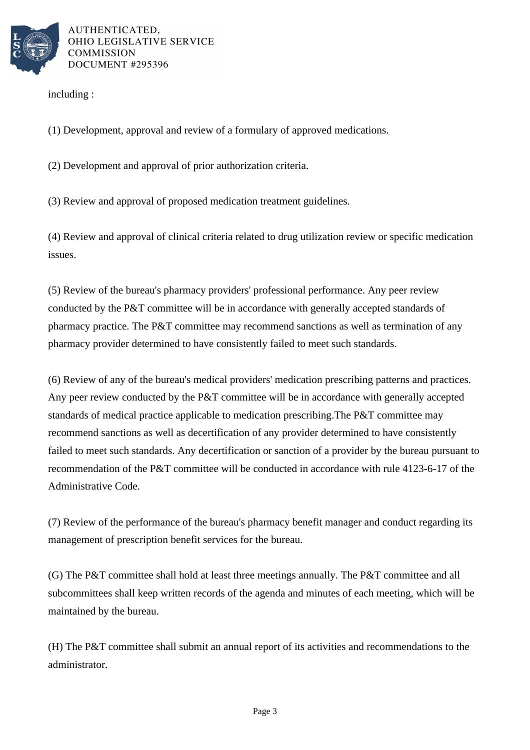including :

(1) Development, approval and review of a formulary of approved medications.

(2) Development and approval of prior authorization criteria.

(3) Review and approval of proposed medication treatment guidelines.

(4) Review and approval of clinical criteria related to drug utilization review or specific medication issues.

(5) Review of the bureau's pharmacy providers' professional performance. Any peer review conducted by the P&T committee will be in accordance with generally accepted standards of pharmacy practice. The P&T committee may recommend sanctions as well as termination of any pharmacy provider determined to have consistently failed to meet such standards.

(6) Review of any of the bureau's medical providers' medication prescribing patterns and practices. Any peer review conducted by the P&T committee will be in accordance with generally accepted standards of medical practice applicable to medication prescribing.The P&T committee may recommend sanctions as well as decertification of any provider determined to have consistently failed to meet such standards. Any decertification or sanction of a provider by the bureau pursuant to recommendation of the P&T committee will be conducted in accordance with rule 4123-6-17 of the Administrative Code.

(7) Review of the performance of the bureau's pharmacy benefit manager and conduct regarding its management of prescription benefit services for the bureau.

(G) The P&T committee shall hold at least three meetings annually. The P&T committee and all subcommittees shall keep written records of the agenda and minutes of each meeting, which will be maintained by the bureau.

(H) The P&T committee shall submit an annual report of its activities and recommendations to the administrator.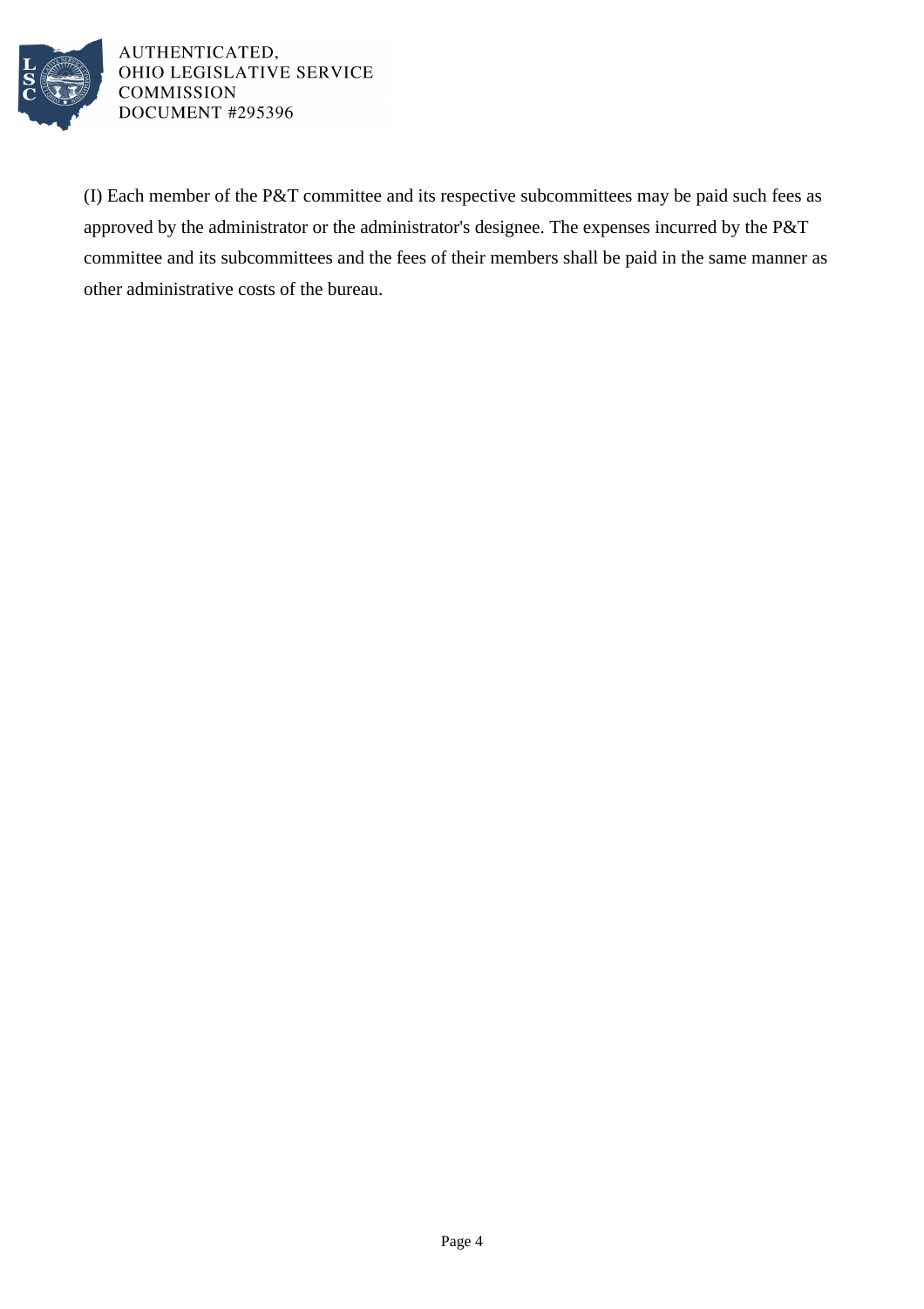(I) Each member of the P&T committee and its respective subcommittees may be paid such fees as approved by the administrator or the administrator's designee. The expenses incurred by the P&T committee and its subcommittees and the fees of their members shall be paid in the same manner as other administrative costs of the bureau.